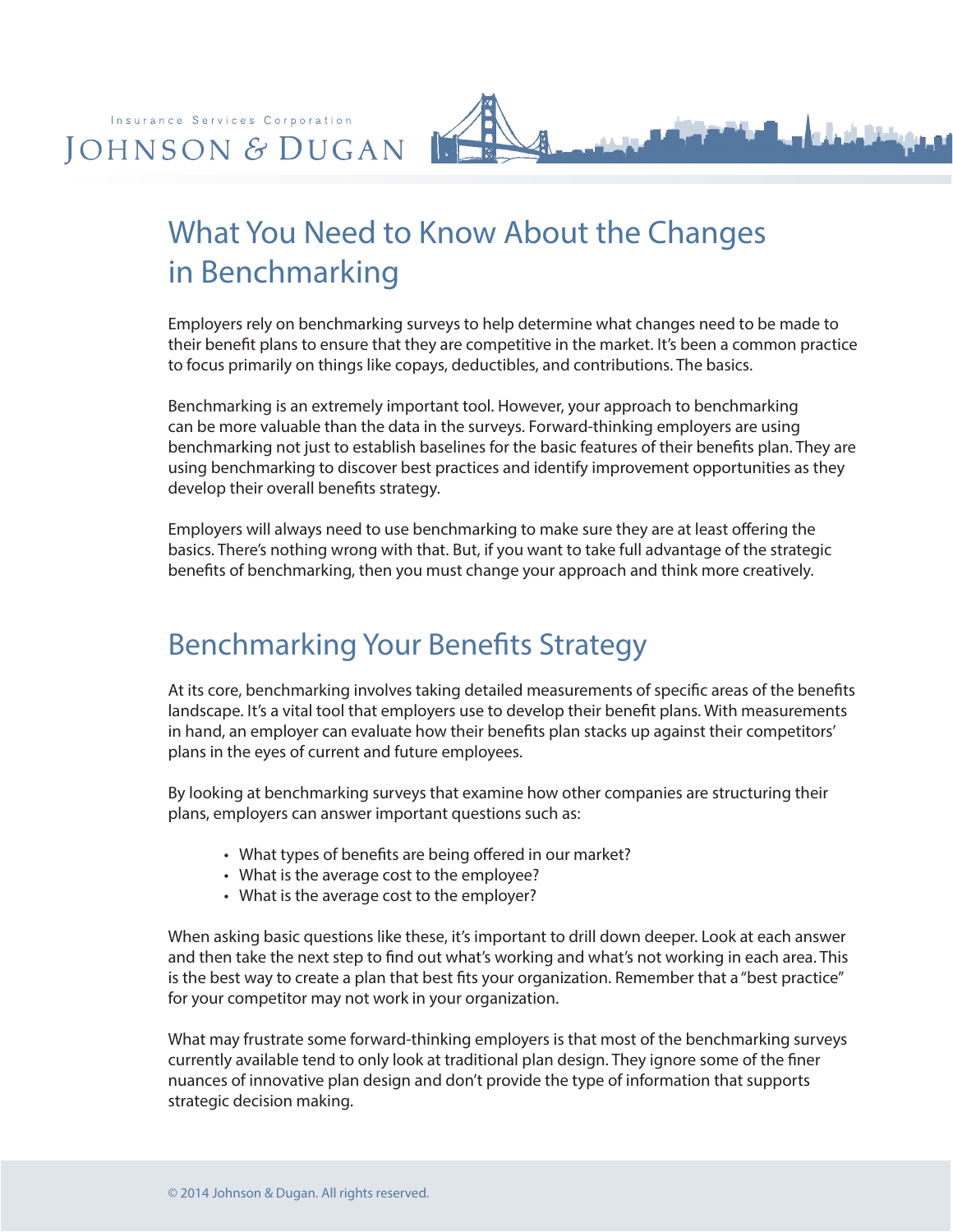Insurance Services Corporation
JOHNSON & DUGAN

# What You Need to Know About the Changes in Benchmarking

Employers rely on benchmarking surveys to help determine what changes need to be made to their benefit plans to ensure that they are competitive in the market. It's been a common practice to focus primarily on things like copays, deductibles, and contributions. The basics.

Benchmarking is an extremely important tool. However, your approach to benchmarking can be more valuable than the data in the surveys. Forward-thinking employers are using benchmarking not just to establish baselines for the basic features of their benefits plan. They are using benchmarking to discover best practices and identify improvement opportunities as they develop their overall benefits strategy.

Employers will always need to use benchmarking to make sure they are at least offering the basics. There's nothing wrong with that. But, if you want to take full advantage of the strategic benefits of benchmarking, then you must change your approach and think more creatively.

## Benchmarking Your Benefits Strategy

At its core, benchmarking involves taking detailed measurements of specific areas of the benefits landscape. It's a vital tool that employers use to develop their benefit plans. With measurements in hand, an employer can evaluate how their benefits plan stacks up against their competitors' plans in the eyes of current and future employees.

By looking at benchmarking surveys that examine how other companies are structuring their plans, employers can answer important questions such as:

- What types of benefits are being offered in our market?
- What is the average cost to the employee?
- What is the average cost to the employer?

When asking basic questions like these, it's important to drill down deeper. Look at each answer and then take the next step to find out what's working and what's not working in each area. This is the best way to create a plan that best fits your organization. Remember that a "best practice" for your competitor may not work in your organization.

What may frustrate some forward-thinking employers is that most of the benchmarking surveys currently available tend to only look at traditional plan design. They ignore some of the finer nuances of innovative plan design and don't provide the type of information that supports strategic decision making.

© 2014 Johnson & Dugan. All rights reserved.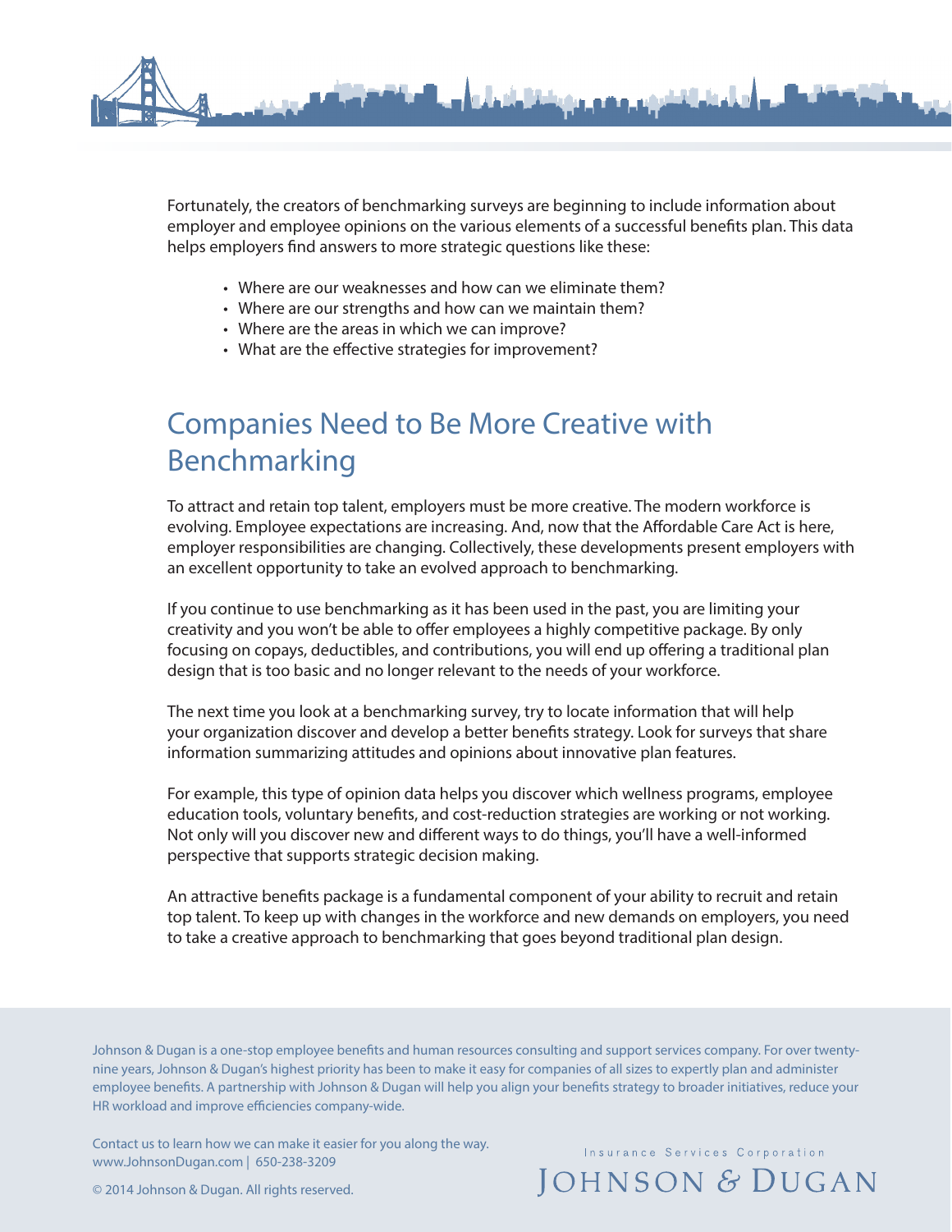Fortunately, the creators of benchmarking surveys are beginning to include information about employer and employee opinions on the various elements of a successful benefits plan. This data helps employers find answers to more strategic questions like these:

- Where are our weaknesses and how can we eliminate them?
- Where are our strengths and how can we maintain them?
- Where are the areas in which we can improve?
- What are the effective strategies for improvement?

## Companies Need to Be More Creative with Benchmarking

To attract and retain top talent, employers must be more creative. The modern workforce is evolving. Employee expectations are increasing. And, now that the Affordable Care Act is here, employer responsibilities are changing. Collectively, these developments present employers with an excellent opportunity to take an evolved approach to benchmarking.

If you continue to use benchmarking as it has been used in the past, you are limiting your creativity and you won't be able to offer employees a highly competitive package. By only focusing on copays, deductibles, and contributions, you will end up offering a traditional plan design that is too basic and no longer relevant to the needs of your workforce.

The next time you look at a benchmarking survey, try to locate information that will help your organization discover and develop a better benefits strategy. Look for surveys that share information summarizing attitudes and opinions about innovative plan features.

For example, this type of opinion data helps you discover which wellness programs, employee education tools, voluntary benefits, and cost-reduction strategies are working or not working. Not only will you discover new and different ways to do things, you'll have a well-informed perspective that supports strategic decision making.

An attractive benefits package is a fundamental component of your ability to recruit and retain top talent. To keep up with changes in the workforce and new demands on employers, you need to take a creative approach to benchmarking that goes beyond traditional plan design.

Johnson & Dugan is a one-stop employee benefits and human resources consulting and support services company. For over twenty-nine years, Johnson & Dugan's highest priority has been to make it easy for companies of all sizes to expertly plan and administer employee benefits. A partnership with Johnson & Dugan will help you align your benefits strategy to broader initiatives, reduce your HR workload and improve efficiencies company-wide.

Contact us to learn how we can make it easier for you along the way.
www.JohnsonDugan.com | 650-238-3209

© 2014 Johnson & Dugan. All rights reserved.

Insurance Services Corporation
JOHNSON & DUGAN